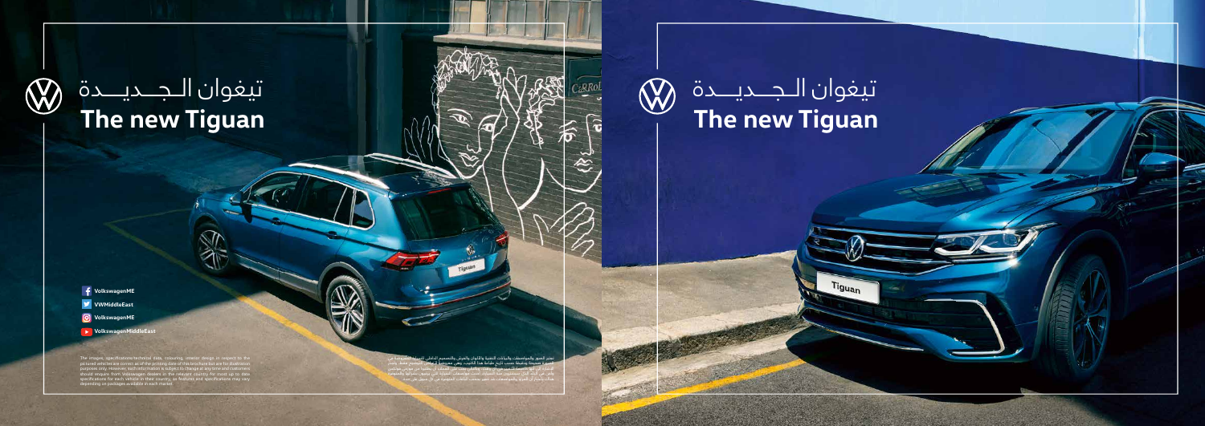# تيغوان الـجـديـدة
# The new Tiguan

VolkswagenME

VWMiddleEast

VolkswagenME

VolkswagenMiddleEast

The images, specifications/technical data, colouring, interior design in respect to the pictured vehicles are correct as of the printing date of this brochure but are for illustration purposes only. However, such information is subject to change at any time and customers should enquire from Volkswagen dealers in the relevant country for most up to date specifications for each vehicle in their country, as features and specifications may vary depending on packages available in each market.

تعتبر الصور والمواصفات والبيانات التقنية والألوان والفرش والتصميم الداخلي للسيارة المعروضة في الصورة صحيحة وصادقة حسب تاريخ طباعة هذا الكتيب، وهي مخصصة لأغراض التوضيح فقط. ولكن، قد تتغير هذه المعلومات في أي وقت، ويتعين على العملاء الاستفسار لدى وكلاء فولكس واجن في البلد المعني عن أحدث المواصفات الخاصة بكل سيارة في بلدهم، حيث قد تختلف الميزات والمواصفات حسب الباقات المتوفرة في كل سوق.

# تيغوان الـجـديـدة
# The new Tiguan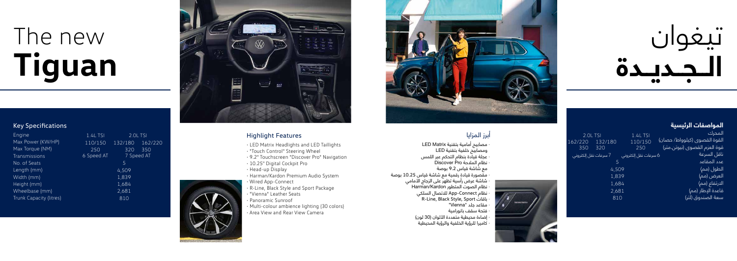# The new **Tiguan**

## Key Specifications

| Engine | 1.4L TSI | 2.0L TSI | |
|---|---|---|---|
| Max Power (KW/HP) | 110/150 | 132/180 | 162/220 |
| Max Torque (NM) | 250 | 320 | 350 |
| Transmissions | 6 Speed AT | 7 Speed AT | |
| No. of Seats | 5 | | |
| Length (mm) | 4,509 | | |
| Width (mm) | 1,839 | | |
| Height (mm) | 1,684 | | |
| Wheelbase (mm) | 2,681 | | |
| Trunk Capacity (litres) | 810 | | |

## Highlight Features

- LED Matrix Headlights and LED Taillights
- "Touch Control" Steering Wheel
- 9.2" Touchscreen "Discover Pro" Navigation
- 10.25" Digital Cockpit Pro
- Head-up Display
- Harman/Kardon Premium Audio System
- Wired App-Connect
- R-Line, Black Style and Sport Package
- "Vienna" Leather Seats
- Panoramic Sunroof
- Multi-colour ambience lighting (30 colors)
- Area View and Rear View Camera

## أبرز المزايا

- مصابيح أمامية بتقنية LED Matrix ومصابيح خلفية بتقنية LED
- عجلة قيادة بنظام التحكم عبر اللمس
- نظام الملاحة Discover Pro مع شاشة قياس 9.2 بوصة
- مقصورة قيادة رقمية مع شاشة قياس 10.25 بوصة
- شاشة عرض رأسية تظهر على الزجاج الأمامي
- نظام الصوت المتطور Harman/Kardon
- نظام App-Connect للاتصال السلكي
- باقات R-Line, Black Style, Sport
- مقاعد جلد "Vienna"
- فتحة سقف بانورامية
- إضاءة محيطية متعددة الألوان (30 لون)
- كاميرا للرؤية الخلفية والرؤية المحيطية

# تيغوان **الجديدة**

## المواصفات الرئيسية

| المحرك | 1.4L TSI | 2.0L TSI | |
|---|---|---|---|
| القوة القصوى (كيلوواط/ حصان) | 110/150 | 132/180 | 162/220 |
| قوة العزم القصوى (نيوتن.متر) | 250 | 320 | 350 |
| ناقل السرعة | 6 سرعات نقل إلكتروني | 7 سرعات نقل إلكتروني | |
| عدد المقاعد | 5 | | |
| الطول (مم) | 4,509 | | |
| العرض (مم) | 1,839 | | |
| الارتفاع (مم) | 1,684 | | |
| قاعدة الإطار (مم) | 2,681 | | |
| سعة الصندوق (لتر) | 810 | | |